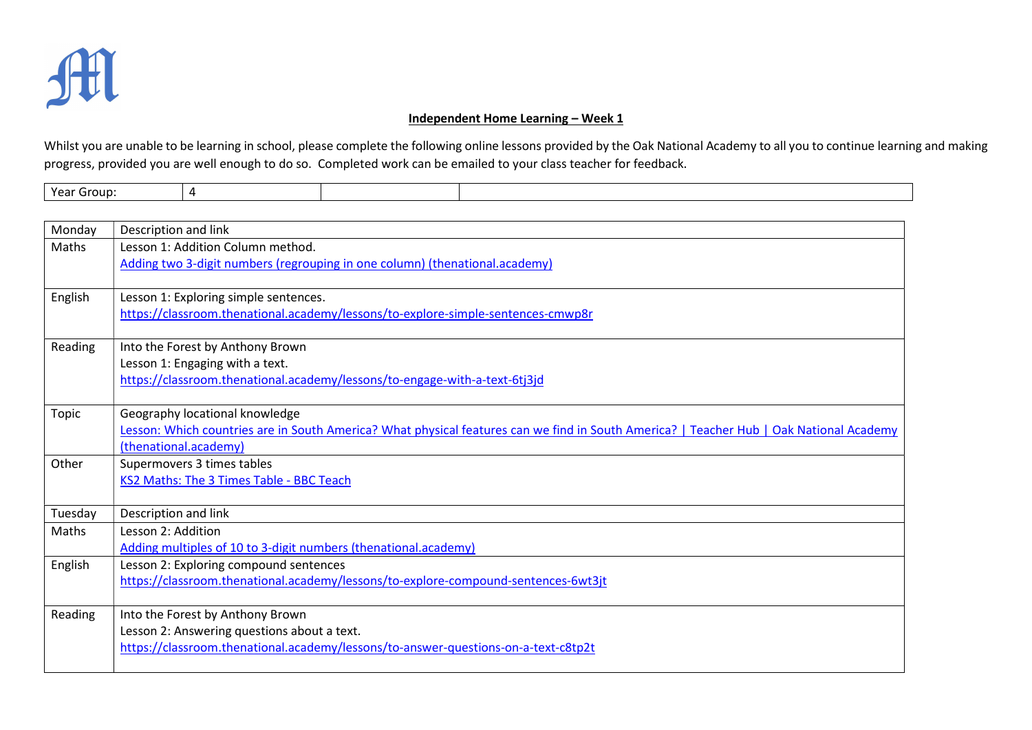## Independent Home Learning – Week 1

Whilst you are unable to be learning in school, please complete the following online lessons provided by the Oak National Academy to all you to continue learning and making progress, provided you are well enough to do so. Completed work can be emailed to your class teacher for feedback.

| Year Group: | 4 | | |
|---|---|---|---|

| Monday | Description and link |
|---|---|
| Maths | Lesson 1: Addition Column method.<br>Adding two 3-digit numbers (regrouping in one column) (thenational.academy) |
| English | Lesson 1: Exploring simple sentences.<br>https://classroom.thenational.academy/lessons/to-explore-simple-sentences-cmwp8r |
| Reading | Into the Forest by Anthony Brown<br>Lesson 1: Engaging with a text.<br>https://classroom.thenational.academy/lessons/to-engage-with-a-text-6tj3jd |
| Topic | Geography locational knowledge<br>Lesson: Which countries are in South America? What physical features can we find in South America? \| Teacher Hub \| Oak National Academy (thenational.academy) |
| Other | Supermovers 3 times tables<br>KS2 Maths: The 3 Times Table - BBC Teach |
| **Tuesday** | **Description and link** |
| Maths | Lesson 2: Addition<br>Adding multiples of 10 to 3-digit numbers (thenational.academy) |
| English | Lesson 2: Exploring compound sentences<br>https://classroom.thenational.academy/lessons/to-explore-compound-sentences-6wt3jt |
| Reading | Into the Forest by Anthony Brown<br>Lesson 2: Answering questions about a text.<br>https://classroom.thenational.academy/lessons/to-answer-questions-on-a-text-c8tp2t |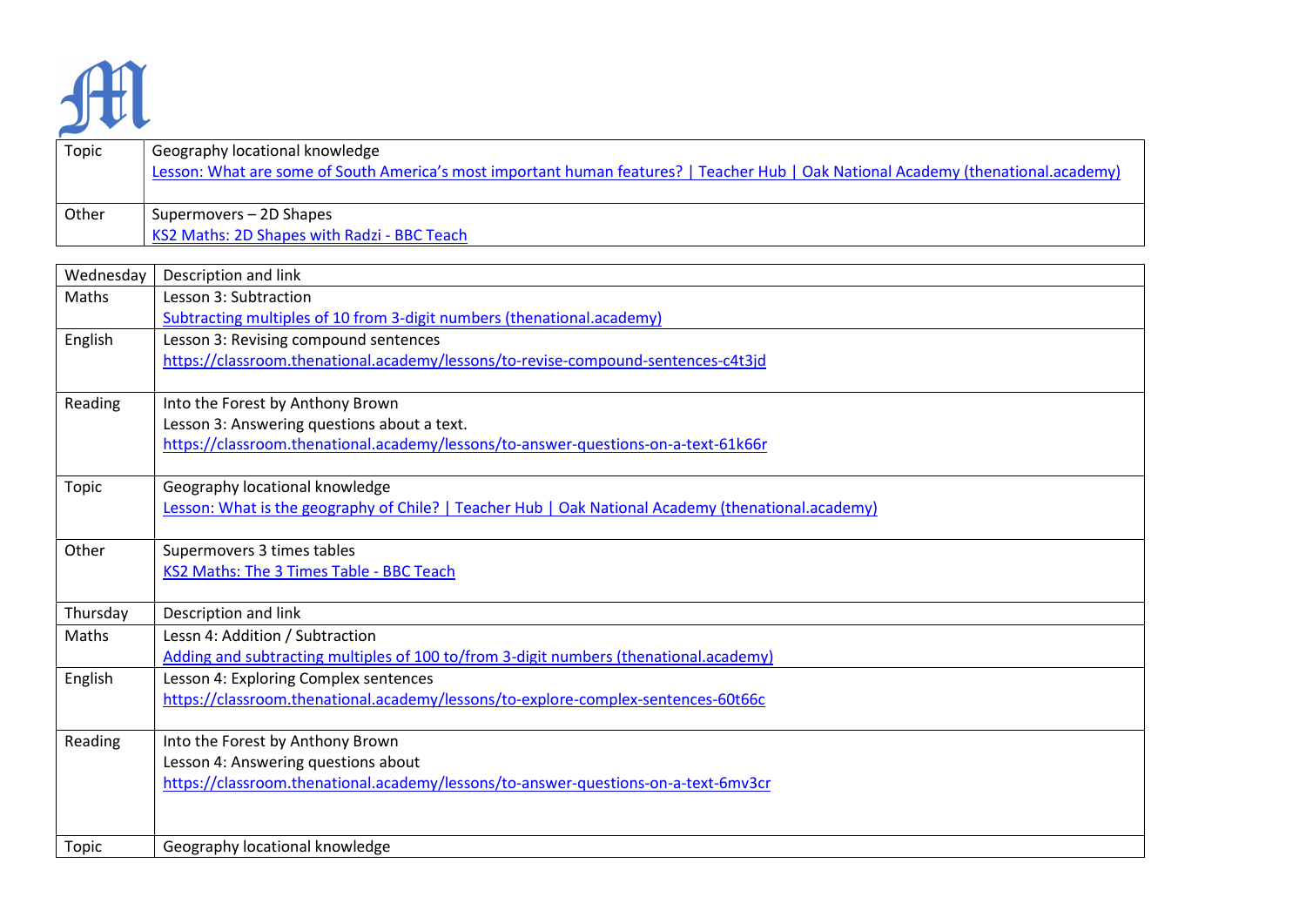| | |
|---|---|
| Topic | Geography locational knowledge<br>Lesson: What are some of South America's most important human features? \| Teacher Hub \| Oak National Academy (thenational.academy) |
| Other | Supermovers – 2D Shapes<br>KS2 Maths: 2D Shapes with Radzi - BBC Teach |

| Wednesday | Description and link |
|---|---|
| Maths | Lesson 3: Subtraction<br>Subtracting multiples of 10 from 3-digit numbers (thenational.academy) |
| English | Lesson 3: Revising compound sentences<br>https://classroom.thenational.academy/lessons/to-revise-compound-sentences-c4t3jd |
| Reading | Into the Forest by Anthony Brown<br>Lesson 3: Answering questions about a text.<br>https://classroom.thenational.academy/lessons/to-answer-questions-on-a-text-61k66r |
| Topic | Geography locational knowledge<br>Lesson: What is the geography of Chile? \| Teacher Hub \| Oak National Academy (thenational.academy) |
| Other | Supermovers 3 times tables<br>KS2 Maths: The 3 Times Table - BBC Teach |
| Thursday | Description and link |
| Maths | Lessn 4: Addition / Subtraction<br>Adding and subtracting multiples of 100 to/from 3-digit numbers (thenational.academy) |
| English | Lesson 4: Exploring Complex sentences<br>https://classroom.thenational.academy/lessons/to-explore-complex-sentences-60t66c |
| Reading | Into the Forest by Anthony Brown<br>Lesson 4: Answering questions about<br>https://classroom.thenational.academy/lessons/to-answer-questions-on-a-text-6mv3cr |
| Topic | Geography locational knowledge |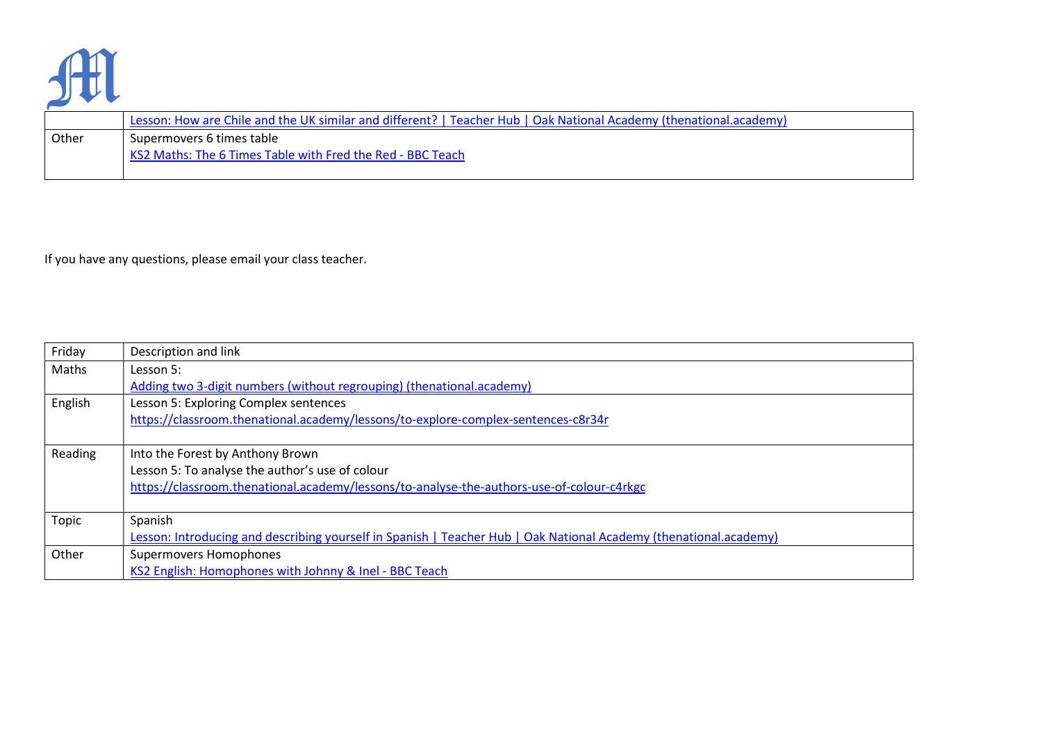| | |
|---|---|
| | [Lesson: How are Chile and the UK similar and different? \| Teacher Hub \| Oak National Academy (thenational.academy)]() |
| Other | Supermovers 6 times table<br>[KS2 Maths: The 6 Times Table with Fred the Red - BBC Teach]() |

If you have any questions, please email your class teacher.

| Friday | Description and link |
|---|---|
| Maths | Lesson 5:<br>[Adding two 3-digit numbers (without regrouping) (thenational.academy)]() |
| English | Lesson 5: Exploring Complex sentences<br>https://classroom.thenational.academy/lessons/to-explore-complex-sentences-c8r34r |
| Reading | Into the Forest by Anthony Brown<br>Lesson 5: To analyse the author's use of colour<br>https://classroom.thenational.academy/lessons/to-analyse-the-authors-use-of-colour-c4rkgc |
| Topic | Spanish<br>[Lesson: Introducing and describing yourself in Spanish \| Teacher Hub \| Oak National Academy (thenational.academy)]() |
| Other | Supermovers Homophones<br>[KS2 English: Homophones with Johnny & Inel - BBC Teach]() |